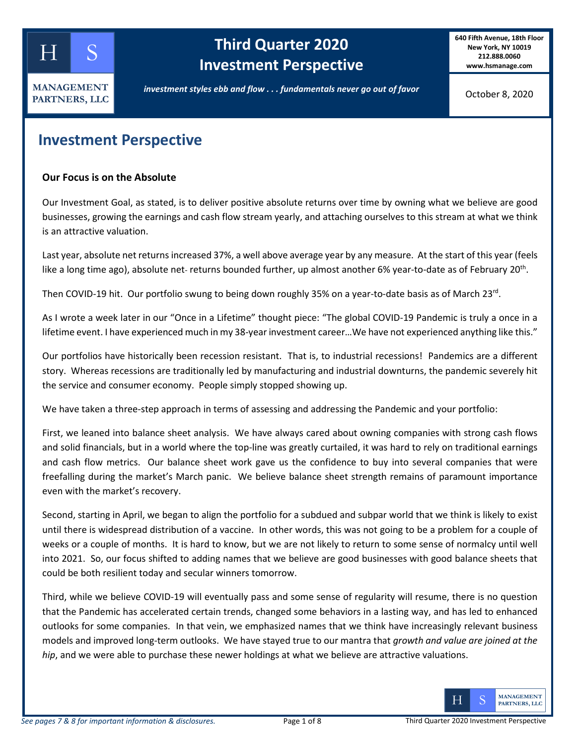# Third Quarter 2020 Investment Perspective

HS MANAGEMENT PARTNERS, LLC

640 Fifth Avenue, 18th Floor
New York, NY 10019
212.888.0060
www.hsmanage.com

*investment styles ebb and flow . . . fundamentals never go out of favor*

October 8, 2020

## Investment Perspective

### Our Focus is on the Absolute

Our Investment Goal, as stated, is to deliver positive absolute returns over time by owning what we believe are good businesses, growing the earnings and cash flow stream yearly, and attaching ourselves to this stream at what we think is an attractive valuation.

Last year, absolute net returns increased 37%, a well above average year by any measure. At the start of this year (feels like a long time ago), absolute net- returns bounded further, up almost another 6% year-to-date as of February 20th.

Then COVID-19 hit. Our portfolio swung to being down roughly 35% on a year-to-date basis as of March 23rd.

As I wrote a week later in our "Once in a Lifetime" thought piece: "The global COVID-19 Pandemic is truly a once in a lifetime event. I have experienced much in my 38-year investment career…We have not experienced anything like this."

Our portfolios have historically been recession resistant. That is, to industrial recessions! Pandemics are a different story. Whereas recessions are traditionally led by manufacturing and industrial downturns, the pandemic severely hit the service and consumer economy. People simply stopped showing up.

We have taken a three-step approach in terms of assessing and addressing the Pandemic and your portfolio:

First, we leaned into balance sheet analysis. We have always cared about owning companies with strong cash flows and solid financials, but in a world where the top-line was greatly curtailed, it was hard to rely on traditional earnings and cash flow metrics. Our balance sheet work gave us the confidence to buy into several companies that were freefalling during the market's March panic. We believe balance sheet strength remains of paramount importance even with the market's recovery.

Second, starting in April, we began to align the portfolio for a subdued and subpar world that we think is likely to exist until there is widespread distribution of a vaccine. In other words, this was not going to be a problem for a couple of weeks or a couple of months. It is hard to know, but we are not likely to return to some sense of normalcy until well into 2021. So, our focus shifted to adding names that we believe are good businesses with good balance sheets that could be both resilient today and secular winners tomorrow.

Third, while we believe COVID-19 will eventually pass and some sense of regularity will resume, there is no question that the Pandemic has accelerated certain trends, changed some behaviors in a lasting way, and has led to enhanced outlooks for some companies. In that vein, we emphasized names that we think have increasingly relevant business models and improved long-term outlooks. We have stayed true to our mantra that *growth and value are joined at the hip*, and we were able to purchase these newer holdings at what we believe are attractive valuations.

*See pages 7 & 8 for important information & disclosures.*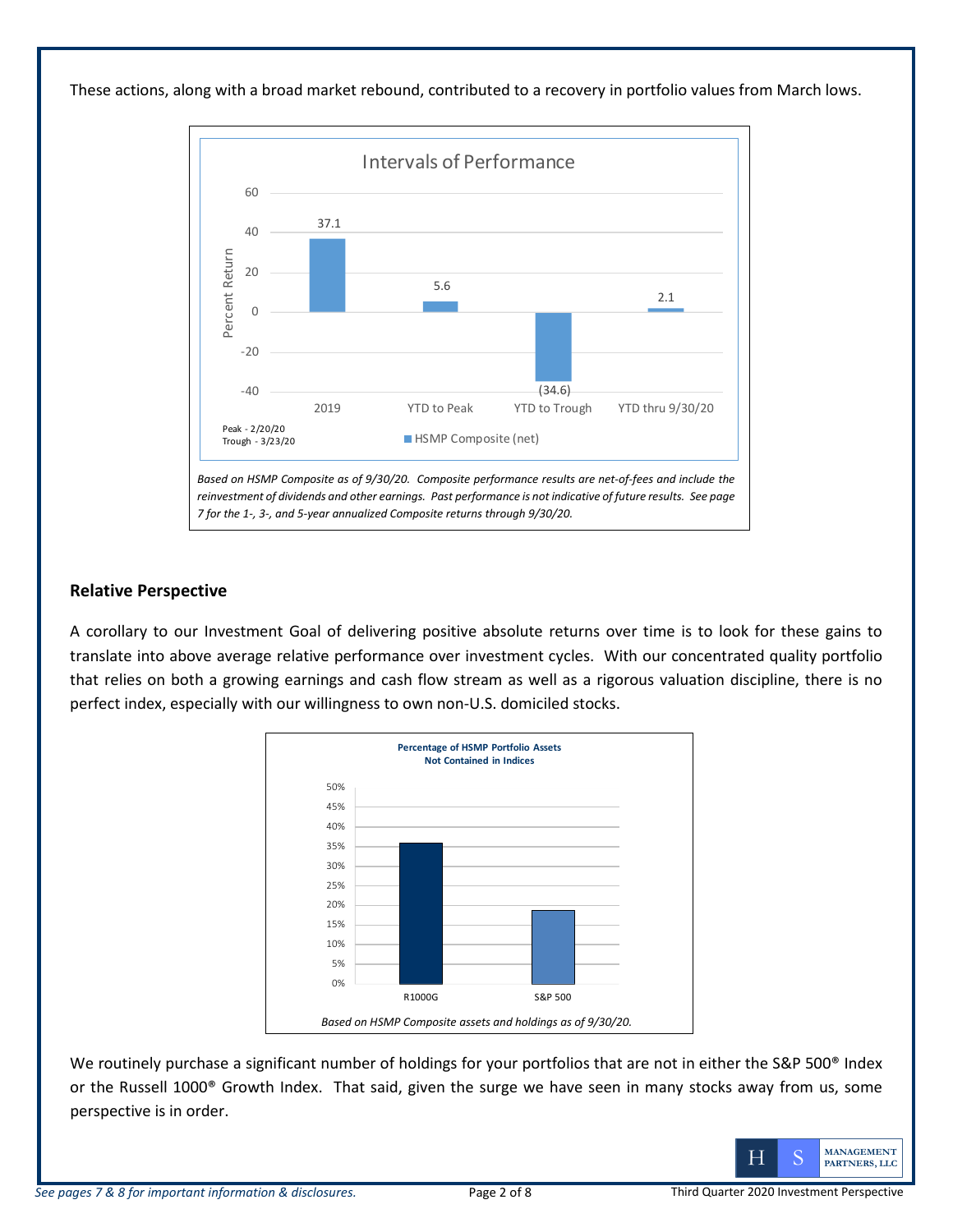These actions, along with a broad market rebound, contributed to a recovery in portfolio values from March lows.

**Intervals of Performance**

| | 2019 | YTD to Peak | YTD to Trough | YTD thru 9/30/20 |
|---|---|---|---|---|
| HSMP Composite (net) | 37.1 | 5.6 | (34.6) | 2.1 |

Peak - 2/20/20
Trough - 3/23/20

*Based on HSMP Composite as of 9/30/20. Composite performance results are net-of-fees and include the reinvestment of dividends and other earnings. Past performance is not indicative of future results. See page 7 for the 1-, 3-, and 5-year annualized Composite returns through 9/30/20.*

## Relative Perspective

A corollary to our Investment Goal of delivering positive absolute returns over time is to look for these gains to translate into above average relative performance over investment cycles. With our concentrated quality portfolio that relies on both a growing earnings and cash flow stream as well as a rigorous valuation discipline, there is no perfect index, especially with our willingness to own non-U.S. domiciled stocks.

**Percentage of HSMP Portfolio Assets Not Contained in Indices**

*Based on HSMP Composite assets and holdings as of 9/30/20.*

We routinely purchase a significant number of holdings for your portfolios that are not in either the S&P 500® Index or the Russell 1000® Growth Index. That said, given the surge we have seen in many stocks away from us, some perspective is in order.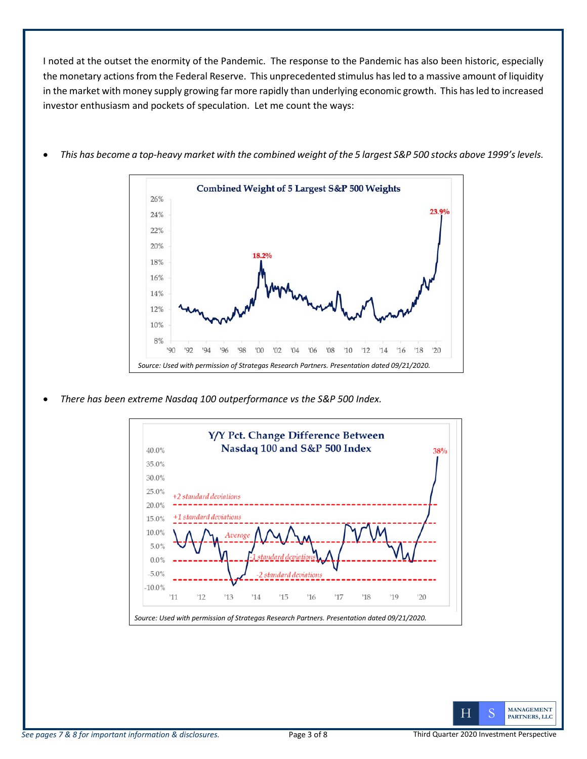I noted at the outset the enormity of the Pandemic. The response to the Pandemic has also been historic, especially the monetary actions from the Federal Reserve. This unprecedented stimulus has led to a massive amount of liquidity in the market with money supply growing far more rapidly than underlying economic growth. This has led to increased investor enthusiasm and pockets of speculation. Let me count the ways:

- *This has become a top-heavy market with the combined weight of the 5 largest S&P 500 stocks above 1999's levels.*

*Source: Used with permission of Strategas Research Partners. Presentation dated 09/21/2020.*

- *There has been extreme Nasdaq 100 outperformance vs the S&P 500 Index.*

*Source: Used with permission of Strategas Research Partners. Presentation dated 09/21/2020.*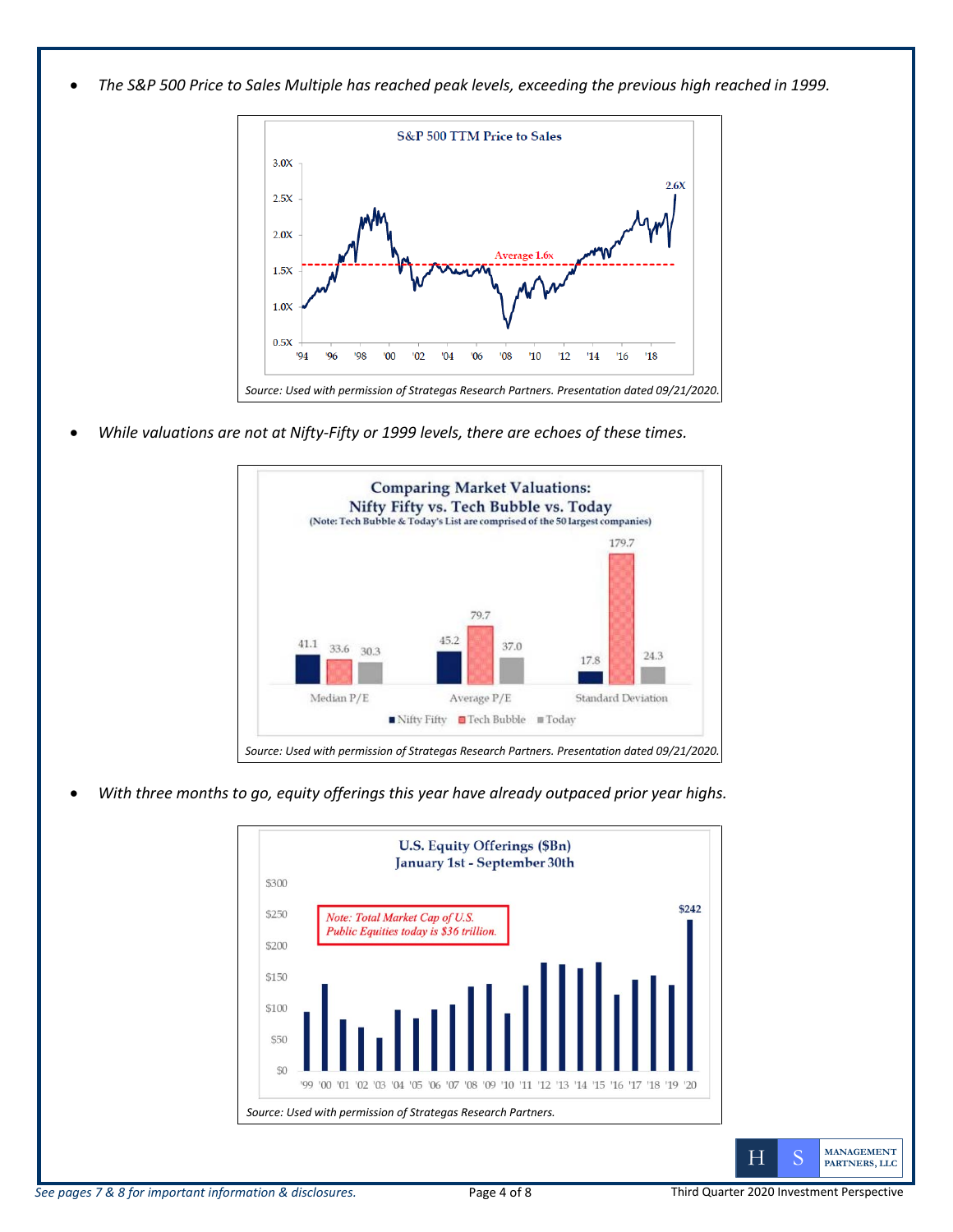- *The S&P 500 Price to Sales Multiple has reached peak levels, exceeding the previous high reached in 1999.*

*Source: Used with permission of Strategas Research Partners. Presentation dated 09/21/2020.*

- *While valuations are not at Nifty-Fifty or 1999 levels, there are echoes of these times.*

**Comparing Market Valuations: Nifty Fifty vs. Tech Bubble vs. Today**
(Note: Tech Bubble & Today's List are comprised of the 50 largest companies)

| | Nifty Fifty | Tech Bubble | Today |
|---|---|---|---|
| Median P/E | 41.1 | 33.6 | 30.3 |
| Average P/E | 45.2 | 79.7 | 37.0 |
| Standard Deviation | 17.8 | 179.7 | 24.3 |

*Source: Used with permission of Strategas Research Partners. Presentation dated 09/21/2020.*

- *With three months to go, equity offerings this year have already outpaced prior year highs.*

*Source: Used with permission of Strategas Research Partners.*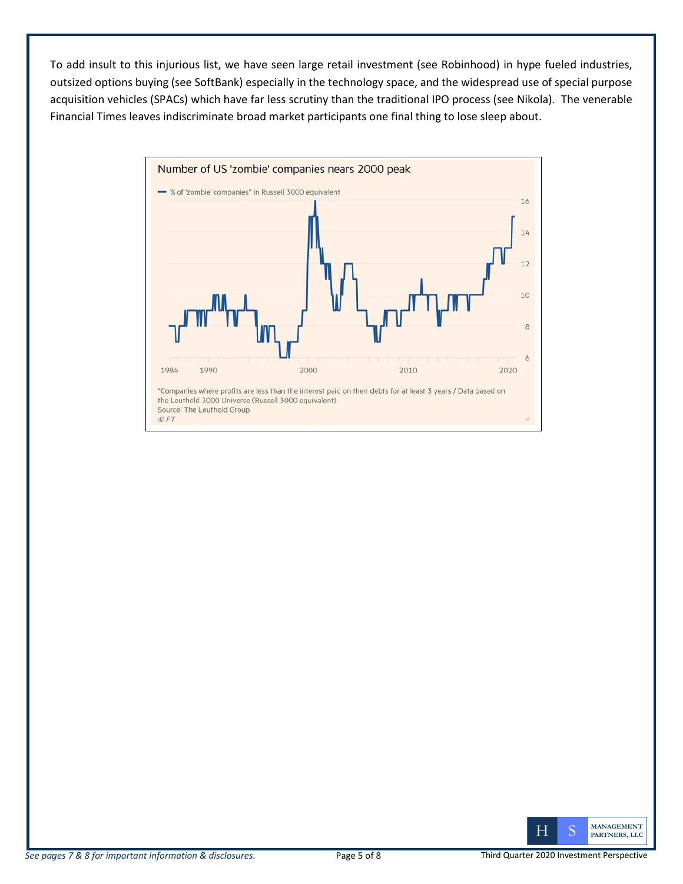To add insult to this injurious list, we have seen large retail investment (see Robinhood) in hype fueled industries, outsized options buying (see SoftBank) especially in the technology space, and the widespread use of special purpose acquisition vehicles (SPACs) which have far less scrutiny than the traditional IPO process (see Nikola). The venerable Financial Times leaves indiscriminate broad market participants one final thing to lose sleep about.

Number of US 'zombie' companies nears 2000 peak

— % of 'zombie' companies* in Russell 3000 equivalent

*Companies where profits are less than the interest paid on their debts for at least 3 years / Data based on the Leuthold 3000 Universe (Russell 3000 equivalent)
Source: The Leuthold Group
© FT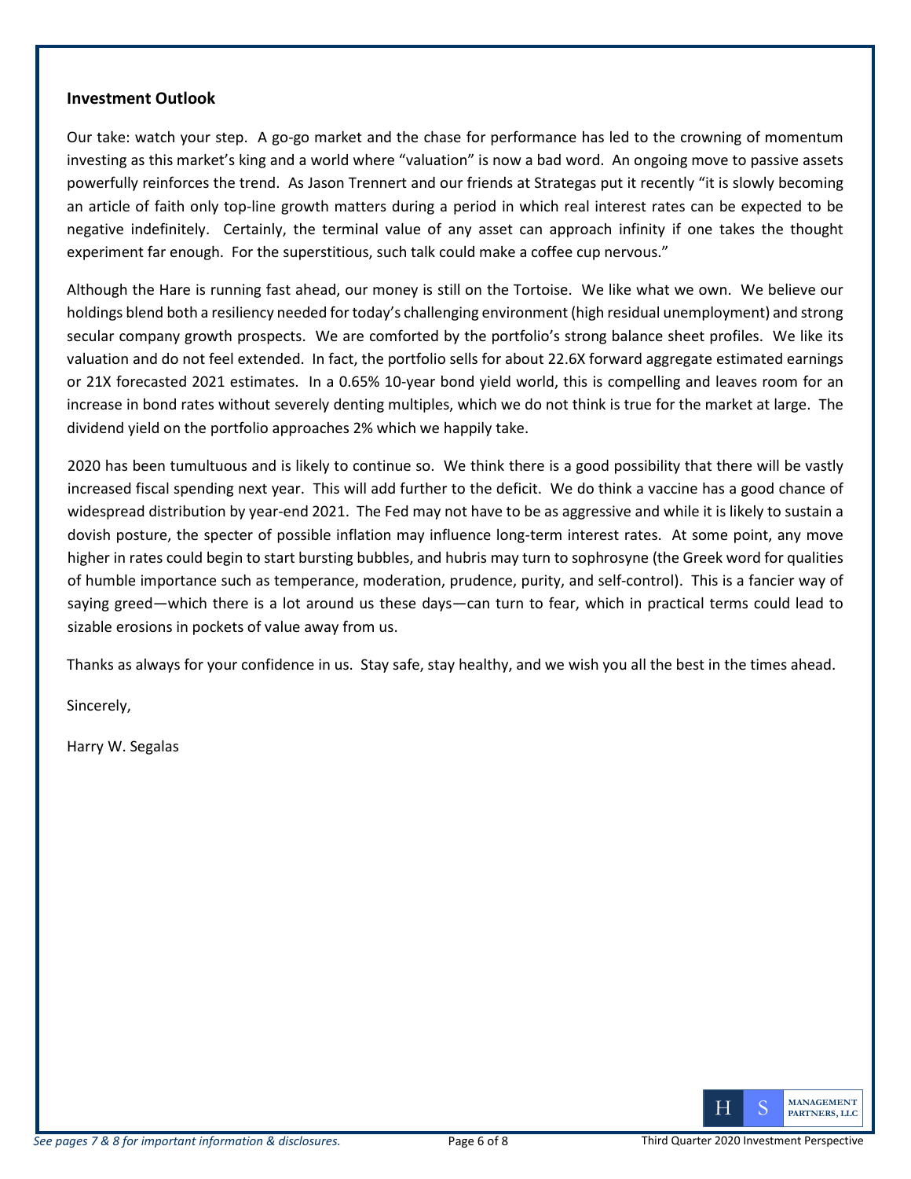**Investment Outlook**

Our take: watch your step. A go-go market and the chase for performance has led to the crowning of momentum investing as this market's king and a world where "valuation" is now a bad word. An ongoing move to passive assets powerfully reinforces the trend. As Jason Trennert and our friends at Strategas put it recently "it is slowly becoming an article of faith only top-line growth matters during a period in which real interest rates can be expected to be negative indefinitely. Certainly, the terminal value of any asset can approach infinity if one takes the thought experiment far enough. For the superstitious, such talk could make a coffee cup nervous."

Although the Hare is running fast ahead, our money is still on the Tortoise. We like what we own. We believe our holdings blend both a resiliency needed for today's challenging environment (high residual unemployment) and strong secular company growth prospects. We are comforted by the portfolio's strong balance sheet profiles. We like its valuation and do not feel extended. In fact, the portfolio sells for about 22.6X forward aggregate estimated earnings or 21X forecasted 2021 estimates. In a 0.65% 10-year bond yield world, this is compelling and leaves room for an increase in bond rates without severely denting multiples, which we do not think is true for the market at large. The dividend yield on the portfolio approaches 2% which we happily take.

2020 has been tumultuous and is likely to continue so. We think there is a good possibility that there will be vastly increased fiscal spending next year. This will add further to the deficit. We do think a vaccine has a good chance of widespread distribution by year-end 2021. The Fed may not have to be as aggressive and while it is likely to sustain a dovish posture, the specter of possible inflation may influence long-term interest rates. At some point, any move higher in rates could begin to start bursting bubbles, and hubris may turn to sophrosyne (the Greek word for qualities of humble importance such as temperance, moderation, prudence, purity, and self-control). This is a fancier way of saying greed—which there is a lot around us these days—can turn to fear, which in practical terms could lead to sizable erosions in pockets of value away from us.

Thanks as always for your confidence in us. Stay safe, stay healthy, and we wish you all the best in the times ahead.

Sincerely,

Harry W. Segalas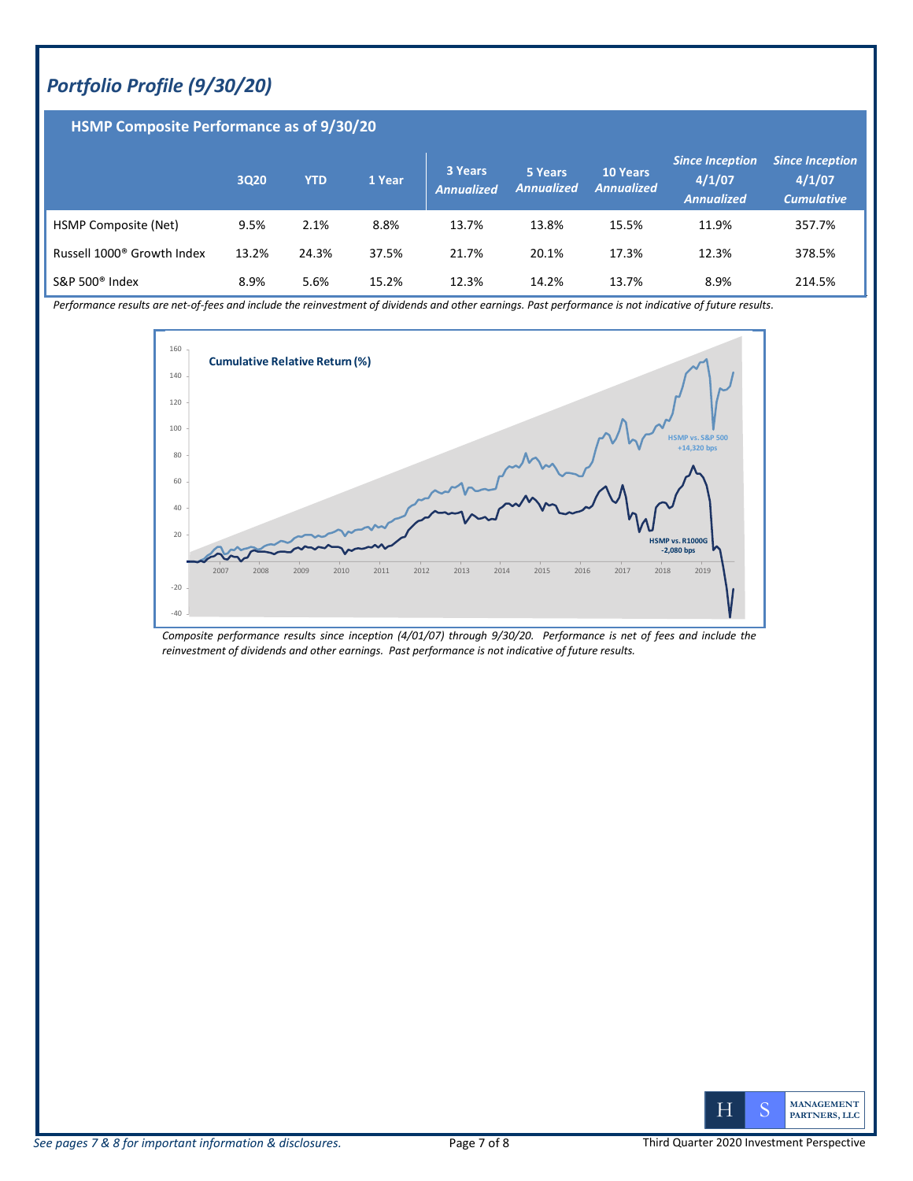## *Portfolio Profile (9/30/20)*

### HSMP Composite Performance as of 9/30/20

| | 3Q20 | YTD | 1 Year | 3 Years *Annualized* | 5 Years *Annualized* | 10 Years *Annualized* | *Since Inception 4/1/07 Annualized* | *Since Inception 4/1/07 Cumulative* |
|---|---|---|---|---|---|---|---|---|
| HSMP Composite (Net) | 9.5% | 2.1% | 8.8% | 13.7% | 13.8% | 15.5% | 11.9% | 357.7% |
| Russell 1000® Growth Index | 13.2% | 24.3% | 37.5% | 21.7% | 20.1% | 17.3% | 12.3% | 378.5% |
| S&P 500® Index | 8.9% | 5.6% | 15.2% | 12.3% | 14.2% | 13.7% | 8.9% | 214.5% |

*Performance results are net-of-fees and include the reinvestment of dividends and other earnings. Past performance is not indicative of future results.*

**Cumulative Relative Return (%)**

HSMP vs. S&P 500 +14,320 bps

HSMP vs. R1000G -2,080 bps

*Composite performance results since inception (4/01/07) through 9/30/20. Performance is net of fees and include the reinvestment of dividends and other earnings. Past performance is not indicative of future results.*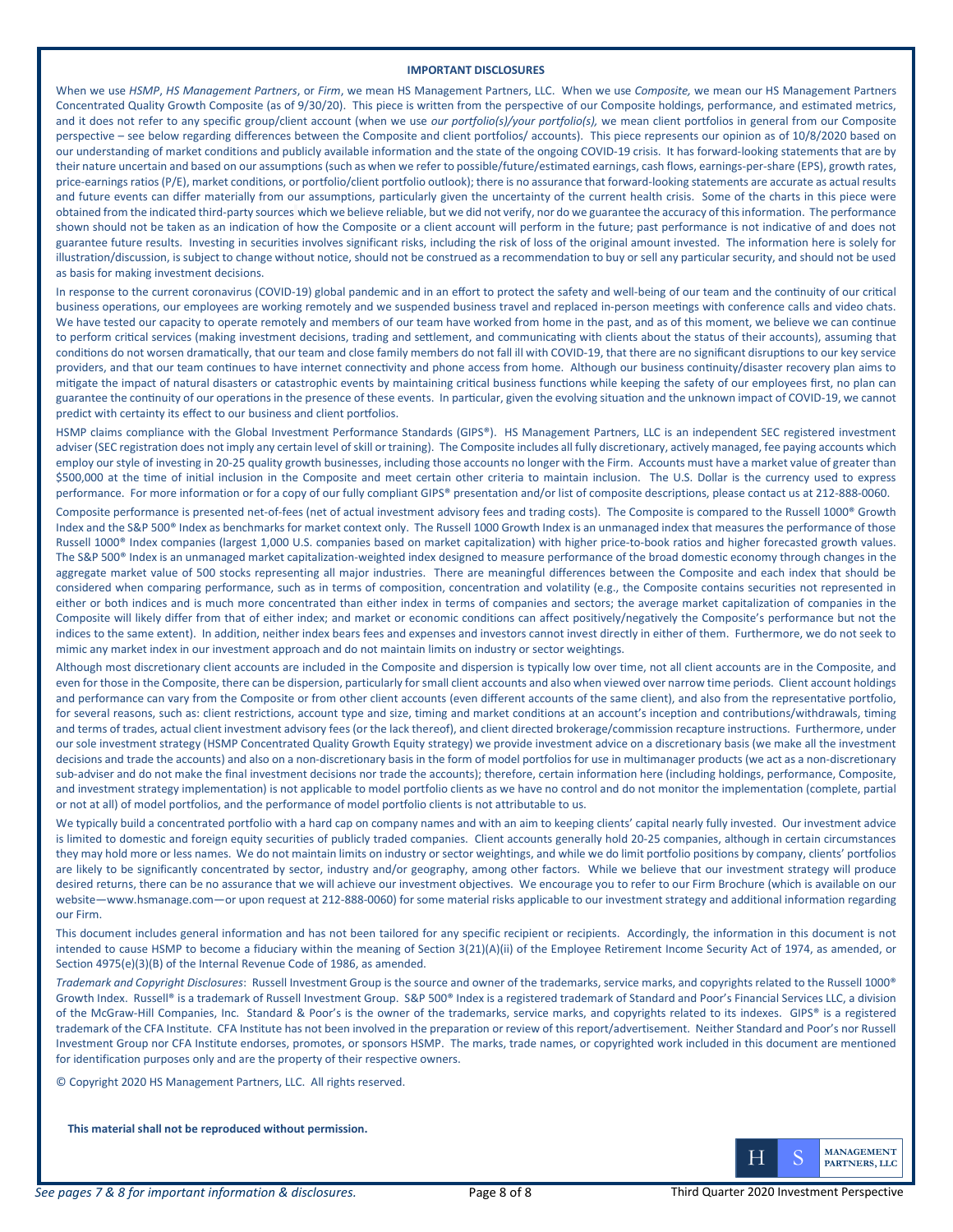## IMPORTANT DISCLOSURES

When we use *HSMP*, *HS Management Partners*, or *Firm*, we mean HS Management Partners, LLC. When we use *Composite,* we mean our HS Management Partners Concentrated Quality Growth Composite (as of 9/30/20). This piece is written from the perspective of our Composite holdings, performance, and estimated metrics, and it does not refer to any specific group/client account (when we use *our portfolio(s)/your portfolio(s),* we mean client portfolios in general from our Composite perspective – see below regarding differences between the Composite and client portfolios/ accounts). This piece represents our opinion as of 10/8/2020 based on our understanding of market conditions and publicly available information and the state of the ongoing COVID-19 crisis. It has forward-looking statements that are by their nature uncertain and based on our assumptions (such as when we refer to possible/future/estimated earnings, cash flows, earnings-per-share (EPS), growth rates, price-earnings ratios (P/E), market conditions, or portfolio/client portfolio outlook); there is no assurance that forward-looking statements are accurate as actual results and future events can differ materially from our assumptions, particularly given the uncertainty of the current health crisis. Some of the charts in this piece were obtained from the indicated third-party sources which we believe reliable, but we did not verify, nor do we guarantee the accuracy of this information. The performance shown should not be taken as an indication of how the Composite or a client account will perform in the future; past performance is not indicative of and does not guarantee future results. Investing in securities involves significant risks, including the risk of loss of the original amount invested. The information here is solely for illustration/discussion, is subject to change without notice, should not be construed as a recommendation to buy or sell any particular security, and should not be used as basis for making investment decisions.

In response to the current coronavirus (COVID-19) global pandemic and in an effort to protect the safety and well-being of our team and the continuity of our critical business operations, our employees are working remotely and we suspended business travel and replaced in-person meetings with conference calls and video chats. We have tested our capacity to operate remotely and members of our team have worked from home in the past, and as of this moment, we believe we can continue to perform critical services (making investment decisions, trading and settlement, and communicating with clients about the status of their accounts), assuming that conditions do not worsen dramatically, that our team and close family members do not fall ill with COVID-19, that there are no significant disruptions to our key service providers, and that our team continues to have internet connectivity and phone access from home. Although our business continuity/disaster recovery plan aims to mitigate the impact of natural disasters or catastrophic events by maintaining critical business functions while keeping the safety of our employees first, no plan can guarantee the continuity of our operations in the presence of these events. In particular, given the evolving situation and the unknown impact of COVID-19, we cannot predict with certainty its effect to our business and client portfolios.

HSMP claims compliance with the Global Investment Performance Standards (GIPS®). HS Management Partners, LLC is an independent SEC registered investment adviser (SEC registration does not imply any certain level of skill or training). The Composite includes all fully discretionary, actively managed, fee paying accounts which employ our style of investing in 20-25 quality growth businesses, including those accounts no longer with the Firm. Accounts must have a market value of greater than $500,000 at the time of initial inclusion in the Composite and meet certain other criteria to maintain inclusion. The U.S. Dollar is the currency used to express performance. For more information or for a copy of our fully compliant GIPS® presentation and/or list of composite descriptions, please contact us at 212-888-0060.

Composite performance is presented net-of-fees (net of actual investment advisory fees and trading costs). The Composite is compared to the Russell 1000® Growth Index and the S&P 500® Index as benchmarks for market context only. The Russell 1000 Growth Index is an unmanaged index that measures the performance of those Russell 1000® Index companies (largest 1,000 U.S. companies based on market capitalization) with higher price-to-book ratios and higher forecasted growth values. The S&P 500® Index is an unmanaged market capitalization-weighted index designed to measure performance of the broad domestic economy through changes in the aggregate market value of 500 stocks representing all major industries. There are meaningful differences between the Composite and each index that should be considered when comparing performance, such as in terms of composition, concentration and volatility (e.g., the Composite contains securities not represented in either or both indices and is much more concentrated than either index in terms of companies and sectors; the average market capitalization of companies in the Composite will likely differ from that of either index; and market or economic conditions can affect positively/negatively the Composite's performance but not the indices to the same extent). In addition, neither index bears fees and expenses and investors cannot invest directly in either of them. Furthermore, we do not seek to mimic any market index in our investment approach and do not maintain limits on industry or sector weightings.

Although most discretionary client accounts are included in the Composite and dispersion is typically low over time, not all client accounts are in the Composite, and even for those in the Composite, there can be dispersion, particularly for small client accounts and also when viewed over narrow time periods. Client account holdings and performance can vary from the Composite or from other client accounts (even different accounts of the same client), and also from the representative portfolio, for several reasons, such as: client restrictions, account type and size, timing and market conditions at an account's inception and contributions/withdrawals, timing and terms of trades, actual client investment advisory fees (or the lack thereof), and client directed brokerage/commission recapture instructions. Furthermore, under our sole investment strategy (HSMP Concentrated Quality Growth Equity strategy) we provide investment advice on a discretionary basis (we make all the investment decisions and trade the accounts) and also on a non-discretionary basis in the form of model portfolios for use in multimanager products (we act as a non-discretionary sub-adviser and do not make the final investment decisions nor trade the accounts); therefore, certain information here (including holdings, performance, Composite, and investment strategy implementation) is not applicable to model portfolio clients as we have no control and do not monitor the implementation (complete, partial or not at all) of model portfolios, and the performance of model portfolio clients is not attributable to us.

We typically build a concentrated portfolio with a hard cap on company names and with an aim to keeping clients' capital nearly fully invested. Our investment advice is limited to domestic and foreign equity securities of publicly traded companies. Client accounts generally hold 20-25 companies, although in certain circumstances they may hold more or less names. We do not maintain limits on industry or sector weightings, and while we do limit portfolio positions by company, clients' portfolios are likely to be significantly concentrated by sector, industry and/or geography, among other factors. While we believe that our investment strategy will produce desired returns, there can be no assurance that we will achieve our investment objectives. We encourage you to refer to our Firm Brochure (which is available on our website—www.hsmanage.com—or upon request at 212-888-0060) for some material risks applicable to our investment strategy and additional information regarding our Firm.

This document includes general information and has not been tailored for any specific recipient or recipients. Accordingly, the information in this document is not intended to cause HSMP to become a fiduciary within the meaning of Section 3(21)(A)(ii) of the Employee Retirement Income Security Act of 1974, as amended, or Section 4975(e)(3)(B) of the Internal Revenue Code of 1986, as amended.

*Trademark and Copyright Disclosures*: Russell Investment Group is the source and owner of the trademarks, service marks, and copyrights related to the Russell 1000® Growth Index. Russell® is a trademark of Russell Investment Group. S&P 500® Index is a registered trademark of Standard and Poor's Financial Services LLC, a division of the McGraw-Hill Companies, Inc. Standard & Poor's is the owner of the trademarks, service marks, and copyrights related to its indexes. GIPS® is a registered trademark of the CFA Institute. CFA Institute has not been involved in the preparation or review of this report/advertisement. Neither Standard and Poor's nor Russell Investment Group nor CFA Institute endorses, promotes, or sponsors HSMP. The marks, trade names, or copyrighted work included in this document are mentioned for identification purposes only and are the property of their respective owners.

© Copyright 2020 HS Management Partners, LLC. All rights reserved.

**This material shall not be reproduced without permission.**